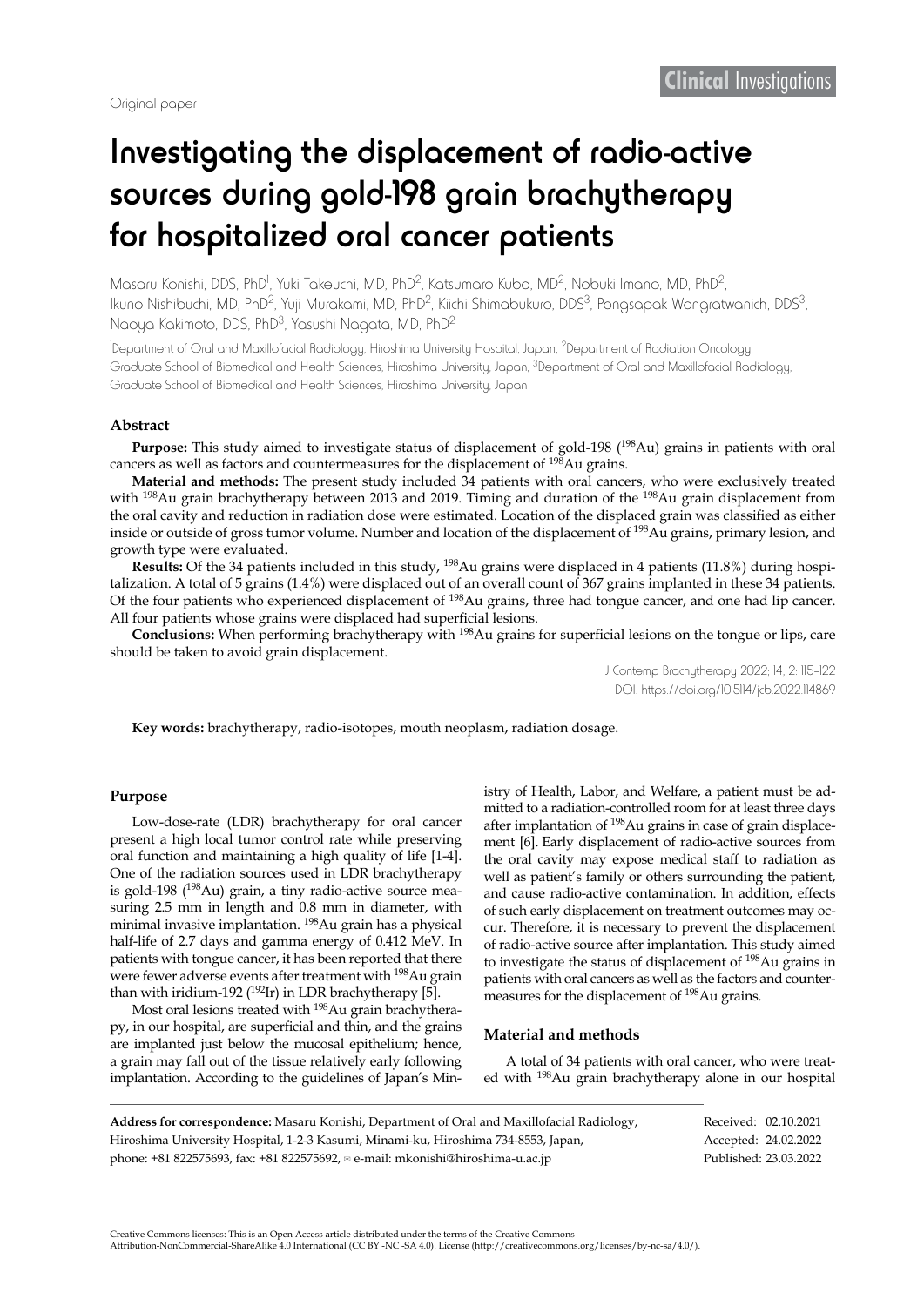Original paper

Clinical Investigations

# Investigating the displacement of radio-active sources during gold-198 grain brachytherapy for hospitalized oral cancer patients

Masaru Konishi, DDS, PhD[1], Yuki Takeuchi, MD, PhD[2], Katsumaro Kubo, MD[2], Nobuki Imano, MD, PhD[2], Ikuno Nishibuchi, MD, PhD[2], Yuji Murakami, MD, PhD[2], Kiichi Shimabukuro, DDS[3], Pongsapak Wongratwanich, DDS[3], Naoya Kakimoto, DDS, PhD[3], Yasushi Nagata, MD, PhD[2]

[1]Department of Oral and Maxillofacial Radiology, Hiroshima University Hospital, Japan, [2]Department of Radiation Oncology, Graduate School of Biomedical and Health Sciences, Hiroshima University, Japan, [3]Department of Oral and Maxillofacial Radiology, Graduate School of Biomedical and Health Sciences, Hiroshima University, Japan

## Abstract

**Purpose:** This study aimed to investigate status of displacement of gold-198 ($^{198}$Au) grains in patients with oral cancers as well as factors and countermeasures for the displacement of $^{198}$Au grains.

**Material and methods:** The present study included 34 patients with oral cancers, who were exclusively treated with $^{198}$Au grain brachytherapy between 2013 and 2019. Timing and duration of the $^{198}$Au grain displacement from the oral cavity and reduction in radiation dose were estimated. Location of the displaced grain was classified as either inside or outside of gross tumor volume. Number and location of the displacement of $^{198}$Au grains, primary lesion, and growth type were evaluated.

**Results:** Of the 34 patients included in this study, $^{198}$Au grains were displaced in 4 patients (11.8%) during hospitalization. A total of 5 grains (1.4%) were displaced out of an overall count of 367 grains implanted in these 34 patients. Of the four patients who experienced displacement of $^{198}$Au grains, three had tongue cancer, and one had lip cancer. All four patients whose grains were displaced had superficial lesions.

**Conclusions:** When performing brachytherapy with $^{198}$Au grains for superficial lesions on the tongue or lips, care should be taken to avoid grain displacement.

J Contemp Brachytherapy 2022; 14, 2: 115–122
DOI: https://doi.org/10.5114/jcb.2022.114869

**Key words:** brachytherapy, radio-isotopes, mouth neoplasm, radiation dosage.

## Purpose

Low-dose-rate (LDR) brachytherapy for oral cancer present a high local tumor control rate while preserving oral function and maintaining a high quality of life [1-4]. One of the radiation sources used in LDR brachytherapy is gold-198 ($^{198}$Au) grain, a tiny radio-active source measuring 2.5 mm in length and 0.8 mm in diameter, with minimal invasive implantation. $^{198}$Au grain has a physical half-life of 2.7 days and gamma energy of 0.412 MeV. In patients with tongue cancer, it has been reported that there were fewer adverse events after treatment with $^{198}$Au grain than with iridium-192 ($^{192}$Ir) in LDR brachytherapy [5].

Most oral lesions treated with $^{198}$Au grain brachytherapy, in our hospital, are superficial and thin, and the grains are implanted just below the mucosal epithelium; hence, a grain may fall out of the tissue relatively early following implantation. According to the guidelines of Japan's Ministry of Health, Labor, and Welfare, a patient must be admitted to a radiation-controlled room for at least three days after implantation of $^{198}$Au grains in case of grain displacement [6]. Early displacement of radio-active sources from the oral cavity may expose medical staff to radiation as well as patient's family or others surrounding the patient, and cause radio-active contamination. In addition, effects of such early displacement on treatment outcomes may occur. Therefore, it is necessary to prevent the displacement of radio-active source after implantation. This study aimed to investigate the status of displacement of $^{198}$Au grains in patients with oral cancers as well as the factors and countermeasures for the displacement of $^{198}$Au grains.

## Material and methods

A total of 34 patients with oral cancer, who were treated with $^{198}$Au grain brachytherapy alone in our hospital

---

**Address for correspondence:** Masaru Konishi, Department of Oral and Maxillofacial Radiology, Hiroshima University Hospital, 1-2-3 Kasumi, Minami-ku, Hiroshima 734-8553, Japan, phone: +81 822575693, fax: +81 822575692, ✉ e-mail: mkonishi@hiroshima-u.ac.jp

Received: 02.10.2021
Accepted: 24.02.2022
Published: 23.03.2022

Creative Commons licenses: This is an Open Access article distributed under the terms of the Creative Commons Attribution-NonCommercial-ShareAlike 4.0 International (CC BY -NC -SA 4.0). License (http://creativecommons.org/licenses/by-nc-sa/4.0/).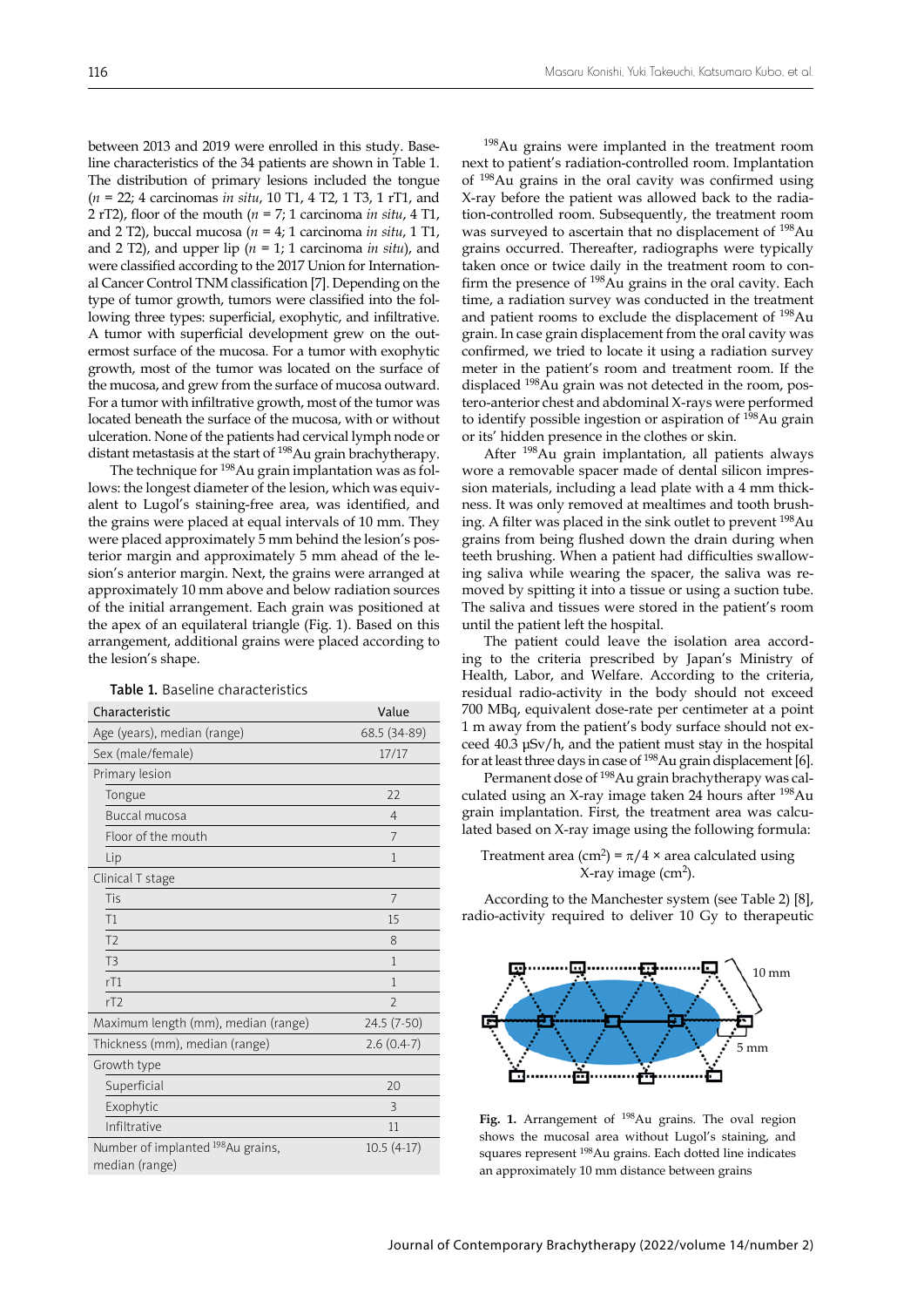between 2013 and 2019 were enrolled in this study. Baseline characteristics of the 34 patients are shown in Table 1. The distribution of primary lesions included the tongue ($n$ = 22; 4 carcinomas *in situ*, 10 T1, 4 T2, 1 T3, 1 rT1, and 2 rT2), floor of the mouth ($n$ = 7; 1 carcinoma *in situ*, 4 T1, and 2 T2), buccal mucosa ($n$ = 4; 1 carcinoma *in situ*, 1 T1, and 2 T2), and upper lip ($n$ = 1; 1 carcinoma *in situ*), and were classified according to the 2017 Union for International Cancer Control TNM classification [7]. Depending on the type of tumor growth, tumors were classified into the following three types: superficial, exophytic, and infiltrative. A tumor with superficial development grew on the outermost surface of the mucosa. For a tumor with exophytic growth, most of the tumor was located on the surface of the mucosa, and grew from the surface of mucosa outward. For a tumor with infiltrative growth, most of the tumor was located beneath the surface of the mucosa, with or without ulceration. None of the patients had cervical lymph node or distant metastasis at the start of $^{198}$Au grain brachytherapy.

The technique for $^{198}$Au grain implantation was as follows: the longest diameter of the lesion, which was equivalent to Lugol's staining-free area, was identified, and the grains were placed at equal intervals of 10 mm. They were placed approximately 5 mm behind the lesion's posterior margin and approximately 5 mm ahead of the lesion's anterior margin. Next, the grains were arranged at approximately 10 mm above and below radiation sources of the initial arrangement. Each grain was positioned at the apex of an equilateral triangle (Fig. 1). Based on this arrangement, additional grains were placed according to the lesion's shape.

**Table 1.** Baseline characteristics

| Characteristic | Value |
|---|---|
| Age (years), median (range) | 68.5 (34-89) |
| Sex (male/female) | 17/17 |
| Primary lesion | |
| Tongue | 22 |
| Buccal mucosa | 4 |
| Floor of the mouth | 7 |
| Lip | 1 |
| Clinical T stage | |
| Tis | 7 |
| T1 | 15 |
| T2 | 8 |
| T3 | 1 |
| rT1 | 1 |
| rT2 | 2 |
| Maximum length (mm), median (range) | 24.5 (7-50) |
| Thickness (mm), median (range) | 2.6 (0.4-7) |
| Growth type | |
| Superficial | 20 |
| Exophytic | 3 |
| Infiltrative | 11 |
| Number of implanted $^{198}$Au grains, median (range) | 10.5 (4-17) |

$^{198}$Au grains were implanted in the treatment room next to patient's radiation-controlled room. Implantation of $^{198}$Au grains in the oral cavity was confirmed using X-ray before the patient was allowed back to the radiation-controlled room. Subsequently, the treatment room was surveyed to ascertain that no displacement of $^{198}$Au grains occurred. Thereafter, radiographs were typically taken once or twice daily in the treatment room to confirm the presence of $^{198}$Au grains in the oral cavity. Each time, a radiation survey was conducted in the treatment and patient rooms to exclude the displacement of $^{198}$Au grain. In case grain displacement from the oral cavity was confirmed, we tried to locate it using a radiation survey meter in the patient's room and treatment room. If the displaced $^{198}$Au grain was not detected in the room, postero-anterior chest and abdominal X-rays were performed to identify possible ingestion or aspiration of $^{198}$Au grain or its' hidden presence in the clothes or skin.

After $^{198}$Au grain implantation, all patients always wore a removable spacer made of dental silicon impression materials, including a lead plate with a 4 mm thickness. It was only removed at mealtimes and tooth brushing. A filter was placed in the sink outlet to prevent $^{198}$Au grains from being flushed down the drain during when teeth brushing. When a patient had difficulties swallowing saliva while wearing the spacer, the saliva was removed by spitting it into a tissue or using a suction tube. The saliva and tissues were stored in the patient's room until the patient left the hospital.

The patient could leave the isolation area according to the criteria prescribed by Japan's Ministry of Health, Labor, and Welfare. According to the criteria, residual radio-activity in the body should not exceed 700 MBq, equivalent dose-rate per centimeter at a point 1 m away from the patient's body surface should not exceed 40.3 μSv/h, and the patient must stay in the hospital for at least three days in case of $^{198}$Au grain displacement [6].

Permanent dose of $^{198}$Au grain brachytherapy was calculated using an X-ray image taken 24 hours after $^{198}$Au grain implantation. First, the treatment area was calculated based on X-ray image using the following formula:

$$\text{Treatment area (cm}^2\text{)} = \pi/4 \times \text{area calculated using X-ray image (cm}^2\text{)}.$$

According to the Manchester system (see Table 2) [8], radio-activity required to deliver 10 Gy to therapeutic

**Fig. 1.** Arrangement of $^{198}$Au grains. The oval region shows the mucosal area without Lugol's staining, and squares represent $^{198}$Au grains. Each dotted line indicates an approximately 10 mm distance between grains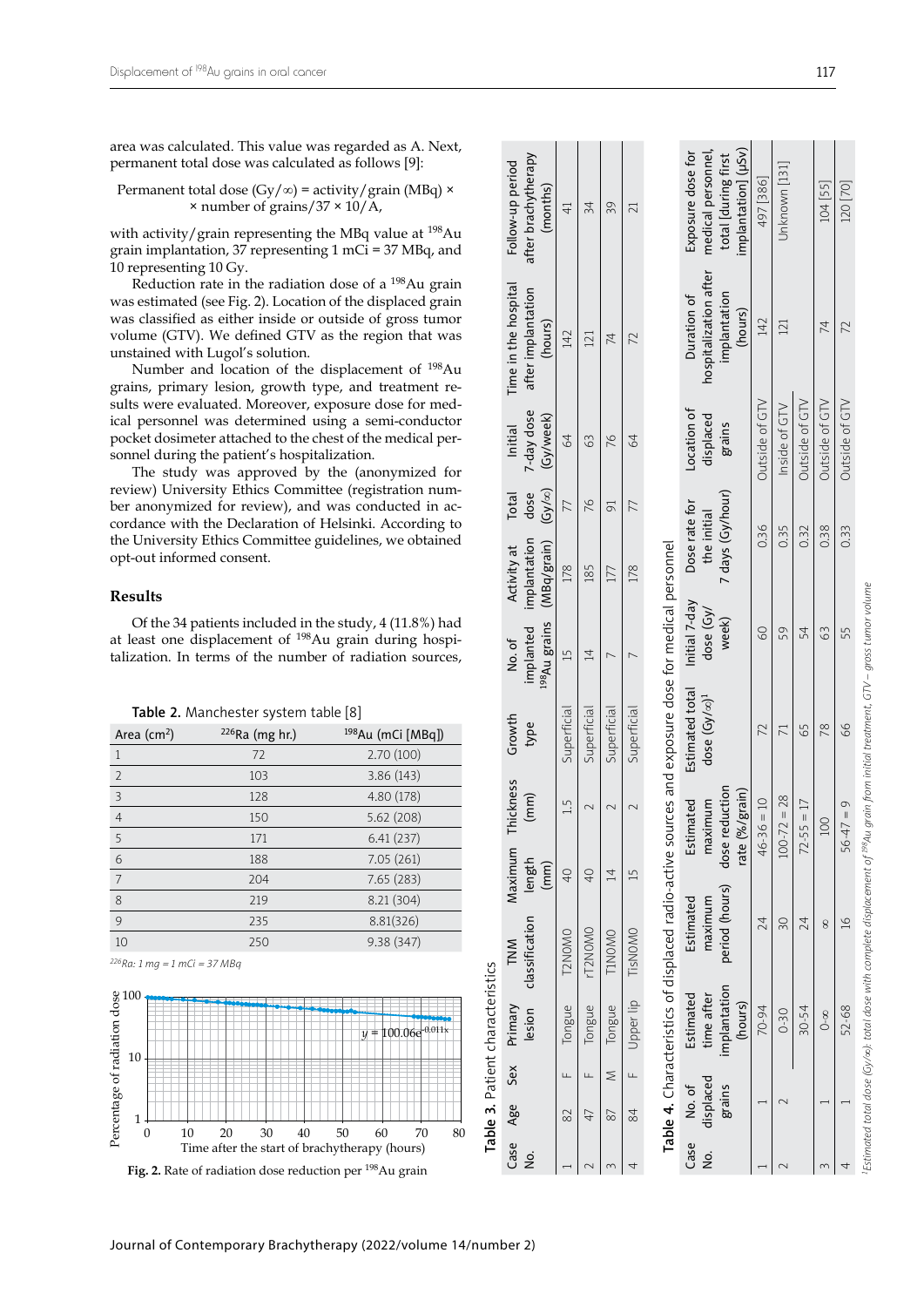area was calculated. This value was regarded as A. Next, permanent total dose was calculated as follows [9]:

$$\text{Permanent total dose (Gy/}\infty\text{)} = \text{activity/grain (MBq)} \times \text{number of grains}/37 \times 10/A,$$

with activity/grain representing the MBq value at $^{198}$Au grain implantation, 37 representing 1 mCi = 37 MBq, and 10 representing 10 Gy.

Reduction rate in the radiation dose of a $^{198}$Au grain was estimated (see Fig. 2). Location of the displaced grain was classified as either inside or outside of gross tumor volume (GTV). We defined GTV as the region that was unstained with Lugol's solution.

Number and location of the displacement of $^{198}$Au grains, primary lesion, growth type, and treatment results were evaluated. Moreover, exposure dose for medical personnel was determined using a semi-conductor pocket dosimeter attached to the chest of the medical personnel during the patient's hospitalization.

The study was approved by the (anonymized for review) University Ethics Committee (registration number anonymized for review), and was conducted in accordance with the Declaration of Helsinki. According to the University Ethics Committee guidelines, we obtained opt-out informed consent.

## Results

Of the 34 patients included in the study, 4 (11.8%) had at least one displacement of $^{198}$Au grain during hospitalization. In terms of the number of radiation sources,

**Table 2.** Manchester system table [8]

| Area (cm²) | $^{226}$Ra (mg hr.) | $^{198}$Au (mCi [MBq]) |
|---|---|---|
| 1 | 72 | 2.70 (100) |
| 2 | 103 | 3.86 (143) |
| 3 | 128 | 4.80 (178) |
| 4 | 150 | 5.62 (208) |
| 5 | 171 | 6.41 (237) |
| 6 | 188 | 7.05 (261) |
| 7 | 204 | 7.65 (283) |
| 8 | 219 | 8.21 (304) |
| 9 | 235 | 8.81(326) |
| 10 | 250 | 9.38 (347) |

*$^{226}$Ra: 1 mg = 1 mCi = 37 MBq*

**Fig. 2.** Rate of radiation dose reduction per $^{198}$Au grain

**Table 3.** Patient characteristics

| Case No. | Age | Sex | Primary lesion | TNM classification | Maximum length (mm) | Thickness (mm) | Growth type | No. of implanted $^{198}$Au grains | Activity at implantation (MBq/grain) | Total dose (Gy/∞) | Initial 7-day dose (Gy/week) | Time in the hospital after implantation (hours) | Follow-up period after brachytherapy (months) |
|---|---|---|---|---|---|---|---|---|---|---|---|---|---|
| 1 | 82 | F | Tongue | T2N0M0 | 40 | 1.5 | Superficial | 15 | 178 | 77 | 64 | 142 | 41 |
| 2 | 47 | F | Tongue | rT2N0M0 | 40 | 2 | Superficial | 14 | 185 | 76 | 63 | 121 | 34 |
| 3 | 87 | M | Tongue | T1N0M0 | 14 | 2 | Superficial | 7 | 177 | 91 | 76 | 74 | 39 |
| 4 | 84 | F | Upper lip | TisN0M0 | 15 | 2 | Superficial | 7 | 178 | 77 | 64 | 72 | 21 |

**Table 4.** Characteristics of displaced radio-active sources and exposure dose for medical personnel

| Case No. | No. of displaced grains | Estimated time after implantation (hours) | Estimated maximum period (hours) | Estimated maximum dose reduction rate (%/grain) | Estimated total dose (Gy/∞)[1] | Initial 7-day dose (Gy/week) | Dose rate for the initial 7 days (Gy/hour) | Location of displaced grains | Duration of hospitalization after implantation (hours) | Exposure dose for medical personnel, total [during first implantation] (µSv) |
|---|---|---|---|---|---|---|---|---|---|---|
| 1 | 1 | 70-94 | 24 | 46-36 = 10 | 72 | 60 | 0.36 | Outside of GTV | 142 | 497 [386] |
| 2 | 2 | 0-30 | 30 | 100-72 = 28 | 71 | 59 | 0.35 | Inside of GTV | 121 | Unknown [131] |
| | | 30-54 | 24 | 72-55 = 17 | 65 | 54 | 0.32 | Outside of GTV | | |
| 3 | 1 | 0-∞ | ∞ | 100 | 78 | 63 | 0.38 | Outside of GTV | 74 | 104 [55] |
| 4 | 1 | 52-68 | 16 | 56-47 = 9 | 66 | 55 | 0.33 | Outside of GTV | 72 | 120 [70] |

*[1]Estimated total dose (Gy/∞): total dose with complete displacement of $^{198}$Au grain from initial treatment, GTV – gross tumor volume*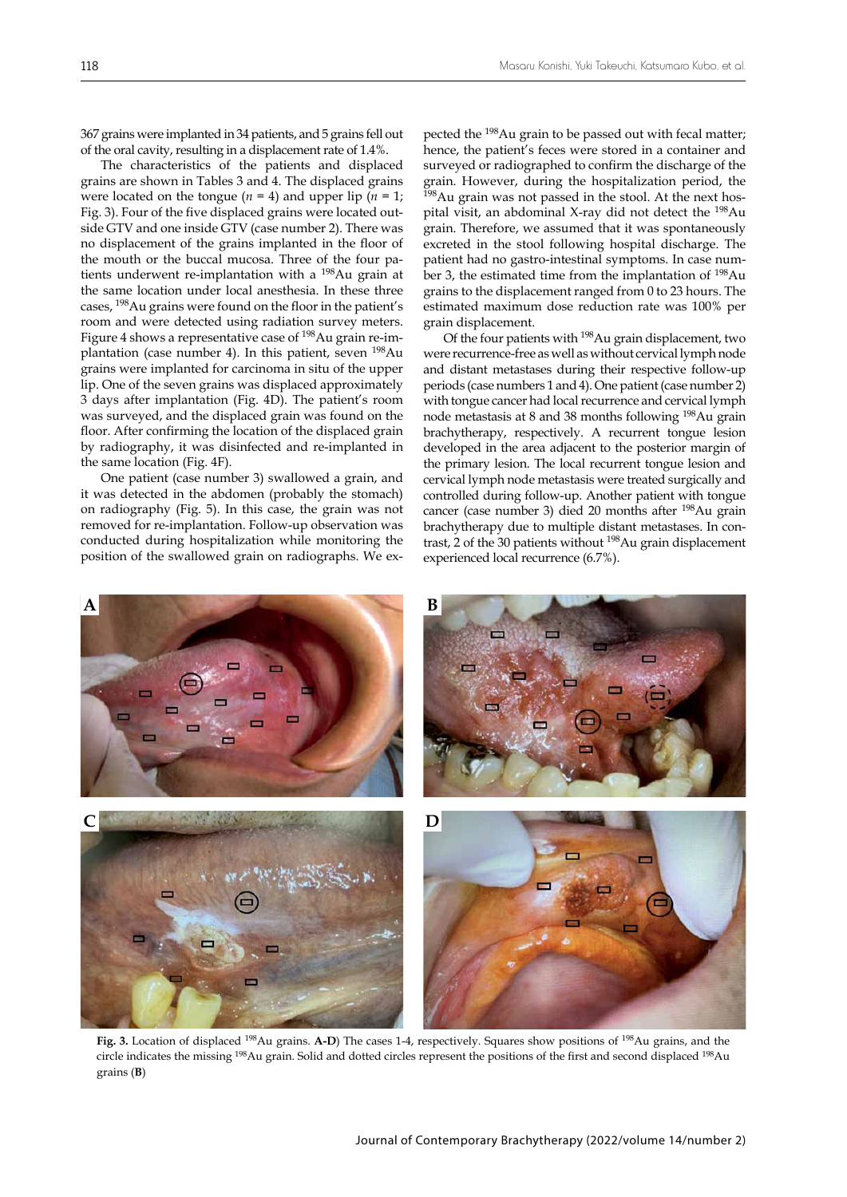367 grains were implanted in 34 patients, and 5 grains fell out of the oral cavity, resulting in a displacement rate of 1.4%.

The characteristics of the patients and displaced grains are shown in Tables 3 and 4. The displaced grains were located on the tongue ($n$ = 4) and upper lip ($n$ = 1; Fig. 3). Four of the five displaced grains were located outside GTV and one inside GTV (case number 2). There was no displacement of the grains implanted in the floor of the mouth or the buccal mucosa. Three of the four patients underwent re-implantation with a $^{198}$Au grain at the same location under local anesthesia. In these three cases, $^{198}$Au grains were found on the floor in the patient's room and were detected using radiation survey meters. Figure 4 shows a representative case of $^{198}$Au grain re-implantation (case number 4). In this patient, seven $^{198}$Au grains were implanted for carcinoma in situ of the upper lip. One of the seven grains was displaced approximately 3 days after implantation (Fig. 4D). The patient's room was surveyed, and the displaced grain was found on the floor. After confirming the location of the displaced grain by radiography, it was disinfected and re-implanted in the same location (Fig. 4F).

One patient (case number 3) swallowed a grain, and it was detected in the abdomen (probably the stomach) on radiography (Fig. 5). In this case, the grain was not removed for re-implantation. Follow-up observation was conducted during hospitalization while monitoring the position of the swallowed grain on radiographs. We expected the $^{198}$Au grain to be passed out with fecal matter; hence, the patient's feces were stored in a container and surveyed or radiographed to confirm the discharge of the grain. However, during the hospitalization period, the $^{198}$Au grain was not passed in the stool. At the next hospital visit, an abdominal X-ray did not detect the $^{198}$Au grain. Therefore, we assumed that it was spontaneously excreted in the stool following hospital discharge. The patient had no gastro-intestinal symptoms. In case number 3, the estimated time from the implantation of $^{198}$Au grains to the displacement ranged from 0 to 23 hours. The estimated maximum dose reduction rate was 100% per grain displacement.

Of the four patients with $^{198}$Au grain displacement, two were recurrence-free as well as without cervical lymph node and distant metastases during their respective follow-up periods (case numbers 1 and 4). One patient (case number 2) with tongue cancer had local recurrence and cervical lymph node metastasis at 8 and 38 months following $^{198}$Au grain brachytherapy, respectively. A recurrent tongue lesion developed in the area adjacent to the posterior margin of the primary lesion. The local recurrent tongue lesion and cervical lymph node metastasis were treated surgically and controlled during follow-up. Another patient with tongue cancer (case number 3) died 20 months after $^{198}$Au grain brachytherapy due to multiple distant metastases. In contrast, 2 of the 30 patients without $^{198}$Au grain displacement experienced local recurrence (6.7%).

**Fig. 3.** Location of displaced $^{198}$Au grains. **A-D**) The cases 1-4, respectively. Squares show positions of $^{198}$Au grains, and the circle indicates the missing $^{198}$Au grain. Solid and dotted circles represent the positions of the first and second displaced $^{198}$Au grains (**B**)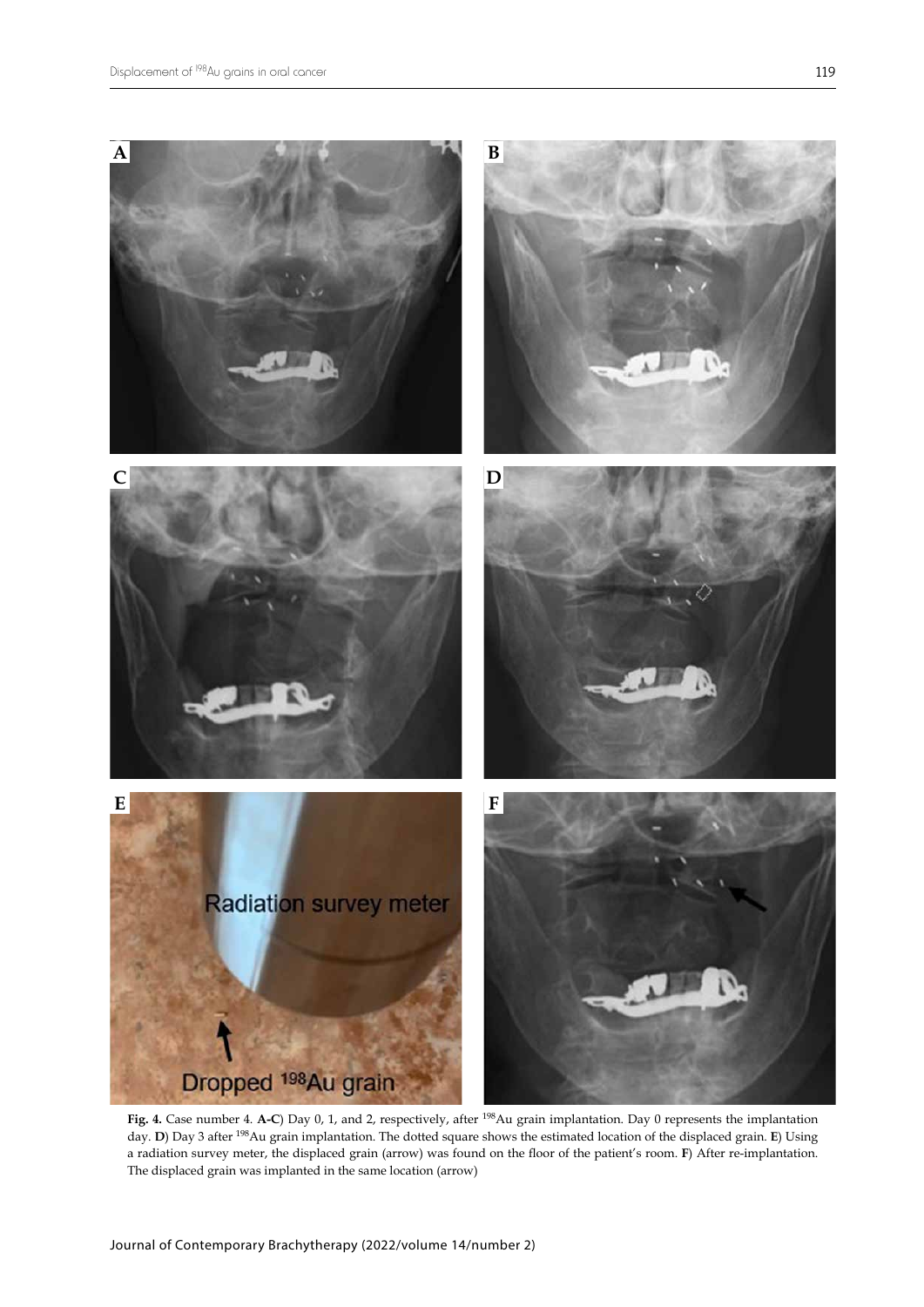Fig. 4. Case number 4. A-C) Day 0, 1, and 2, respectively, after $^{198}$Au grain implantation. Day 0 represents the implantation day. D) Day 3 after $^{198}$Au grain implantation. The dotted square shows the estimated location of the displaced grain. E) Using a radiation survey meter, the displaced grain (arrow) was found on the floor of the patient's room. F) After re-implantation. The displaced grain was implanted in the same location (arrow)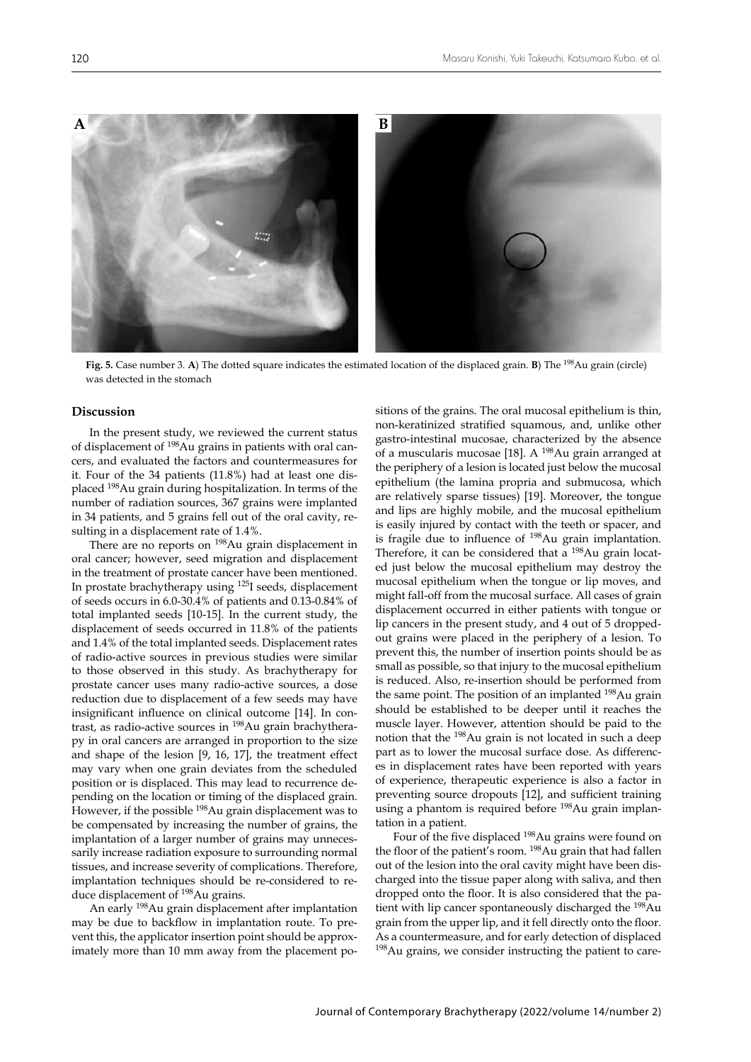**Fig. 5.** Case number 3. **A**) The dotted square indicates the estimated location of the displaced grain. **B**) The $^{198}$Au grain (circle) was detected in the stomach

## Discussion

In the present study, we reviewed the current status of displacement of $^{198}$Au grains in patients with oral cancers, and evaluated the factors and countermeasures for it. Four of the 34 patients (11.8%) had at least one displaced $^{198}$Au grain during hospitalization. In terms of the number of radiation sources, 367 grains were implanted in 34 patients, and 5 grains fell out of the oral cavity, resulting in a displacement rate of 1.4%.

There are no reports on $^{198}$Au grain displacement in oral cancer; however, seed migration and displacement in the treatment of prostate cancer have been mentioned. In prostate brachytherapy using $^{125}$I seeds, displacement of seeds occurs in 6.0-30.4% of patients and 0.13-0.84% of total implanted seeds [10-15]. In the current study, the displacement of seeds occurred in 11.8% of the patients and 1.4% of the total implanted seeds. Displacement rates of radio-active sources in previous studies were similar to those observed in this study. As brachytherapy for prostate cancer uses many radio-active sources, a dose reduction due to displacement of a few seeds may have insignificant influence on clinical outcome [14]. In contrast, as radio-active sources in $^{198}$Au grain brachytherapy in oral cancers are arranged in proportion to the size and shape of the lesion [9, 16, 17], the treatment effect may vary when one grain deviates from the scheduled position or is displaced. This may lead to recurrence depending on the location or timing of the displaced grain. However, if the possible $^{198}$Au grain displacement was to be compensated by increasing the number of grains, the implantation of a larger number of grains may unnecessarily increase radiation exposure to surrounding normal tissues, and increase severity of complications. Therefore, implantation techniques should be re-considered to reduce displacement of $^{198}$Au grains.

An early $^{198}$Au grain displacement after implantation may be due to backflow in implantation route. To prevent this, the applicator insertion point should be approximately more than 10 mm away from the placement positions of the grains. The oral mucosal epithelium is thin, non-keratinized stratified squamous, and, unlike other gastro-intestinal mucosae, characterized by the absence of a muscularis mucosae [18]. A $^{198}$Au grain arranged at the periphery of a lesion is located just below the mucosal epithelium (the lamina propria and submucosa, which are relatively sparse tissues) [19]. Moreover, the tongue and lips are highly mobile, and the mucosal epithelium is easily injured by contact with the teeth or spacer, and is fragile due to influence of $^{198}$Au grain implantation. Therefore, it can be considered that a $^{198}$Au grain located just below the mucosal epithelium may destroy the mucosal epithelium when the tongue or lip moves, and might fall-off from the mucosal surface. All cases of grain displacement occurred in either patients with tongue or lip cancers in the present study, and 4 out of 5 dropped-out grains were placed in the periphery of a lesion. To prevent this, the number of insertion points should be as small as possible, so that injury to the mucosal epithelium is reduced. Also, re-insertion should be performed from the same point. The position of an implanted $^{198}$Au grain should be established to be deeper until it reaches the muscle layer. However, attention should be paid to the notion that the $^{198}$Au grain is not located in such a deep part as to lower the mucosal surface dose. As differences in displacement rates have been reported with years of experience, therapeutic experience is also a factor in preventing source dropouts [12], and sufficient training using a phantom is required before $^{198}$Au grain implantation in a patient.

Four of the five displaced $^{198}$Au grains were found on the floor of the patient's room. $^{198}$Au grain that had fallen out of the lesion into the oral cavity might have been discharged into the tissue paper along with saliva, and then dropped onto the floor. It is also considered that the patient with lip cancer spontaneously discharged the $^{198}$Au grain from the upper lip, and it fell directly onto the floor. As a countermeasure, and for early detection of displaced $^{198}$Au grains, we consider instructing the patient to care-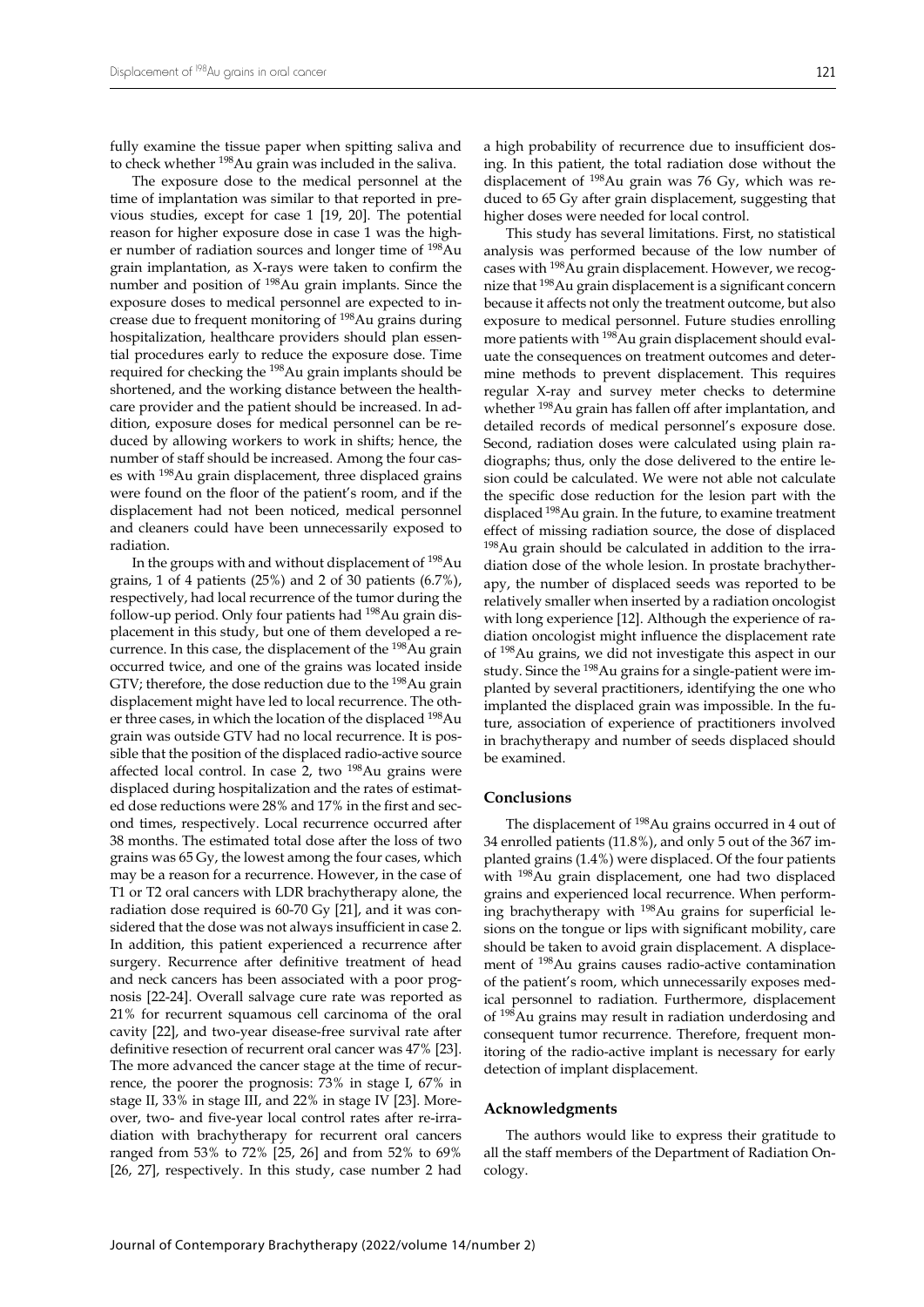fully examine the tissue paper when spitting saliva and to check whether $^{198}$Au grain was included in the saliva.

The exposure dose to the medical personnel at the time of implantation was similar to that reported in previous studies, except for case 1 [19, 20]. The potential reason for higher exposure dose in case 1 was the higher number of radiation sources and longer time of $^{198}$Au grain implantation, as X-rays were taken to confirm the number and position of $^{198}$Au grain implants. Since the exposure doses to medical personnel are expected to increase due to frequent monitoring of $^{198}$Au grains during hospitalization, healthcare providers should plan essential procedures early to reduce the exposure dose. Time required for checking the $^{198}$Au grain implants should be shortened, and the working distance between the healthcare provider and the patient should be increased. In addition, exposure doses for medical personnel can be reduced by allowing workers to work in shifts; hence, the number of staff should be increased. Among the four cases with $^{198}$Au grain displacement, three displaced grains were found on the floor of the patient's room, and if the displacement had not been noticed, medical personnel and cleaners could have been unnecessarily exposed to radiation.

In the groups with and without displacement of $^{198}$Au grains, 1 of 4 patients (25%) and 2 of 30 patients (6.7%), respectively, had local recurrence of the tumor during the follow-up period. Only four patients had $^{198}$Au grain displacement in this study, but one of them developed a recurrence. In this case, the displacement of the $^{198}$Au grain occurred twice, and one of the grains was located inside GTV; therefore, the dose reduction due to the $^{198}$Au grain displacement might have led to local recurrence. The other three cases, in which the location of the displaced $^{198}$Au grain was outside GTV had no local recurrence. It is possible that the position of the displaced radio-active source affected local control. In case 2, two $^{198}$Au grains were displaced during hospitalization and the rates of estimated dose reductions were 28% and 17% in the first and second times, respectively. Local recurrence occurred after 38 months. The estimated total dose after the loss of two grains was 65 Gy, the lowest among the four cases, which may be a reason for a recurrence. However, in the case of T1 or T2 oral cancers with LDR brachytherapy alone, the radiation dose required is 60-70 Gy [21], and it was considered that the dose was not always insufficient in case 2. In addition, this patient experienced a recurrence after surgery. Recurrence after definitive treatment of head and neck cancers has been associated with a poor prognosis [22-24]. Overall salvage cure rate was reported as 21% for recurrent squamous cell carcinoma of the oral cavity [22], and two-year disease-free survival rate after definitive resection of recurrent oral cancer was 47% [23]. The more advanced the cancer stage at the time of recurrence, the poorer the prognosis: 73% in stage I, 67% in stage II, 33% in stage III, and 22% in stage IV [23]. Moreover, two- and five-year local control rates after re-irradiation with brachytherapy for recurrent oral cancers ranged from 53% to 72% [25, 26] and from 52% to 69% [26, 27], respectively. In this study, case number 2 had a high probability of recurrence due to insufficient dosing. In this patient, the total radiation dose without the displacement of $^{198}$Au grain was 76 Gy, which was reduced to 65 Gy after grain displacement, suggesting that higher doses were needed for local control.

This study has several limitations. First, no statistical analysis was performed because of the low number of cases with $^{198}$Au grain displacement. However, we recognize that $^{198}$Au grain displacement is a significant concern because it affects not only the treatment outcome, but also exposure to medical personnel. Future studies enrolling more patients with $^{198}$Au grain displacement should evaluate the consequences on treatment outcomes and determine methods to prevent displacement. This requires regular X-ray and survey meter checks to determine whether $^{198}$Au grain has fallen off after implantation, and detailed records of medical personnel's exposure dose. Second, radiation doses were calculated using plain radiographs; thus, only the dose delivered to the entire lesion could be calculated. We were not able not calculate the specific dose reduction for the lesion part with the displaced $^{198}$Au grain. In the future, to examine treatment effect of missing radiation source, the dose of displaced $^{198}$Au grain should be calculated in addition to the irradiation dose of the whole lesion. In prostate brachytherapy, the number of displaced seeds was reported to be relatively smaller when inserted by a radiation oncologist with long experience [12]. Although the experience of radiation oncologist might influence the displacement rate of $^{198}$Au grains, we did not investigate this aspect in our study. Since the $^{198}$Au grains for a single-patient were implanted by several practitioners, identifying the one who implanted the displaced grain was impossible. In the future, association of experience of practitioners involved in brachytherapy and number of seeds displaced should be examined.

## Conclusions

The displacement of $^{198}$Au grains occurred in 4 out of 34 enrolled patients (11.8%), and only 5 out of the 367 implanted grains (1.4%) were displaced. Of the four patients with $^{198}$Au grain displacement, one had two displaced grains and experienced local recurrence. When performing brachytherapy with $^{198}$Au grains for superficial lesions on the tongue or lips with significant mobility, care should be taken to avoid grain displacement. A displacement of $^{198}$Au grains causes radio-active contamination of the patient's room, which unnecessarily exposes medical personnel to radiation. Furthermore, displacement of $^{198}$Au grains may result in radiation underdosing and consequent tumor recurrence. Therefore, frequent monitoring of the radio-active implant is necessary for early detection of implant displacement.

## Acknowledgments

The authors would like to express their gratitude to all the staff members of the Department of Radiation Oncology.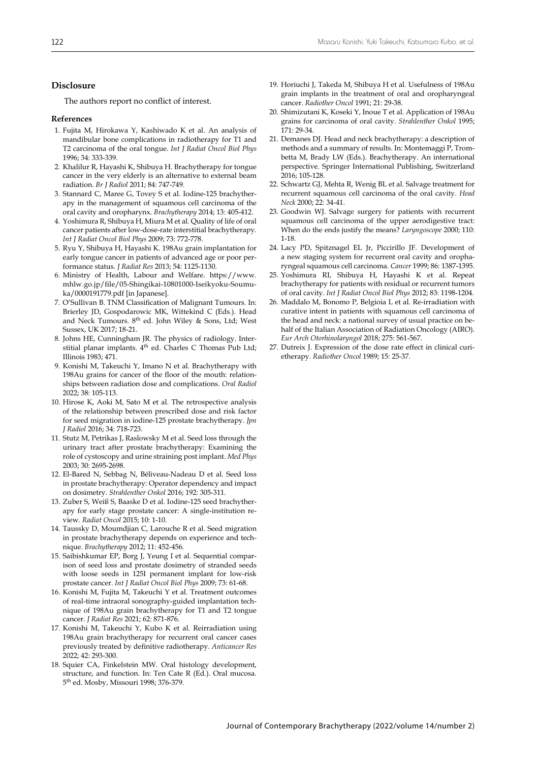## Disclosure

The authors report no conflict of interest.

### References

1. Fujita M, Hirokawa Y, Kashiwado K et al. An analysis of mandibular bone complications in radiotherapy for T1 and T2 carcinoma of the oral tongue. *Int J Radiat Oncol Biol Phys* 1996; 34: 333-339.
2. Khalilur R, Hayashi K, Shibuya H. Brachytherapy for tongue cancer in the very elderly is an alternative to external beam radiation. *Br J Radiol* 2011; 84: 747-749.
3. Stannard C, Maree G, Tovey S et al. Iodine-125 brachytherapy in the management of squamous cell carcinoma of the oral cavity and oropharynx. *Brachytherapy* 2014; 13: 405-412.
4. Yoshimura R, Shibuya H, Miura M et al. Quality of life of oral cancer patients after low-dose-rate interstitial brachytherapy. *Int J Radiat Oncol Biol Phys* 2009; 73: 772-778.
5. Ryu Y, Shibuya H, Hayashi K. 198Au grain implantation for early tongue cancer in patients of advanced age or poor performance status. *J Radiat Res* 2013; 54: 1125-1130.
6. Ministry of Health, Labour and Welfare. https://www.mhlw.go.jp/file/05-Shingikai-10801000-Iseikyoku-Soumuka/0000191779.pdf [in Japanese].
7. O'Sullivan B. TNM Classification of Malignant Tumours. In: Brierley JD, Gospodarowic MK, Wittekind C (Eds.). Head and Neck Tumours. 8th ed. John Wiley & Sons, Ltd; West Sussex, UK 2017; 18-21.
8. Johns HE, Cunningham JR. The physics of radiology. Interstitial planar implants. 4th ed. Charles C Thomas Pub Ltd; Illinois 1983; 471.
9. Konishi M, Takeuchi Y, Imano N et al. Brachytherapy with 198Au grains for cancer of the floor of the mouth: relationships between radiation dose and complications. *Oral Radiol* 2022; 38: 105-113.
10. Hirose K, Aoki M, Sato M et al. The retrospective analysis of the relationship between prescribed dose and risk factor for seed migration in iodine-125 prostate brachytherapy. *Jpn J Radiol* 2016; 34: 718-723.
11. Stutz M, Petrikas J, Raslowsky M et al. Seed loss through the urinary tract after prostate brachytherapy: Examining the role of cystoscopy and urine straining post implant. *Med Phys* 2003; 30: 2695-2698.
12. El-Bared N, Sebbag N, Béliveau-Nadeau D et al. Seed loss in prostate brachytherapy: Operator dependency and impact on dosimetry. *Strahlenther Onkol* 2016; 192: 305-311.
13. Zuber S, Weiß S, Baaske D et al. Iodine-125 seed brachytherapy for early stage prostate cancer: A single-institution review. *Radiat Oncol* 2015; 10: 1-10.
14. Taussky D, Moumdjian C, Larouche R et al. Seed migration in prostate brachytherapy depends on experience and technique. *Brachytherapy* 2012; 11: 452-456.
15. Saibishkumar EP, Borg J, Yeung I et al. Sequential comparison of seed loss and prostate dosimetry of stranded seeds with loose seeds in 125I permanent implant for low-risk prostate cancer. *Int J Radiat Oncol Biol Phys* 2009; 73: 61-68.
16. Konishi M, Fujita M, Takeuchi Y et al. Treatment outcomes of real-time intraoral sonography-guided implantation technique of 198Au grain brachytherapy for T1 and T2 tongue cancer. *J Radiat Res* 2021; 62: 871-876.
17. Konishi M, Takeuchi Y, Kubo K et al. Reirradiation using 198Au grain brachytherapy for recurrent oral cancer cases previously treated by definitive radiotherapy. *Anticancer Res* 2022; 42: 293-300.
18. Squier CA, Finkelstein MW. Oral histology development, structure, and function. In: Ten Cate R (Ed.). Oral mucosa. 5th ed. Mosby, Missouri 1998; 376-379.
19. Horiuchi J, Takeda M, Shibuya H et al. Usefulness of 198Au grain implants in the treatment of oral and oropharyngeal cancer. *Radiother Oncol* 1991; 21: 29-38.
20. Shimizutani K, Koseki Y, Inoue T et al. Application of 198Au grains for carcinoma of oral cavity. *Strahlenther Onkol* 1995; 171: 29-34.
21. Demanes DJ. Head and neck brachytherapy: a description of methods and a summary of results. In: Montemaggi P, Trombetta M, Brady LW (Eds.). Brachytherapy. An international perspective. Springer International Publishing, Switzerland 2016; 105-128.
22. Schwartz GJ, Mehta R, Wenig BL et al. Salvage treatment for recurrent squamous cell carcinoma of the oral cavity. *Head Neck* 2000; 22: 34-41.
23. Goodwin WJ. Salvage surgery for patients with recurrent squamous cell carcinoma of the upper aerodigestive tract: When do the ends justify the means? *Laryngoscope* 2000; 110: 1-18.
24. Lacy PD, Spitznagel EL Jr, Piccirillo JF. Development of a new staging system for recurrent oral cavity and oropharyngeal squamous cell carcinoma. *Cancer* 1999; 86: 1387-1395.
25. Yoshimura RI, Shibuya H, Hayashi K et al. Repeat brachytherapy for patients with residual or recurrent tumors of oral cavity. *Int J Radiat Oncol Biol Phys* 2012; 83: 1198-1204.
26. Maddalo M, Bonomo P, Belgioia L et al. Re-irradiation with curative intent in patients with squamous cell carcinoma of the head and neck: a national survey of usual practice on behalf of the Italian Association of Radiation Oncology (AIRO). *Eur Arch Otorhinolaryngol* 2018; 275: 561-567.
27. Dutreix J. Expression of the dose rate effect in clinical curietherapy. *Radiother Oncol* 1989; 15: 25-37.